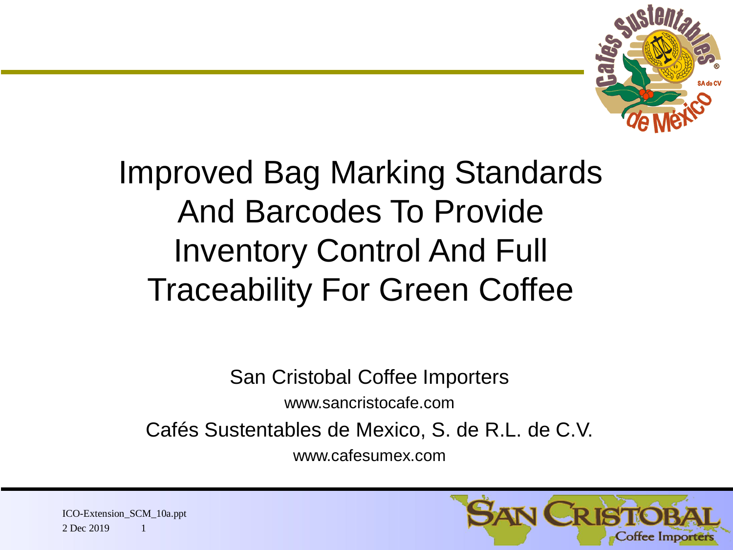# Improved Bag Marking Standards And Barcodes To Provide Inventory Control And Full Traceability For Green Coffee

San Cristobal Coffee Importers

www.sancristocafe.com

Cafés Sustentables de Mexico, S. de R.L. de C.V.

www.cafesumex.com

ICO-Extension_SCM_10a.ppt

2 Dec 2019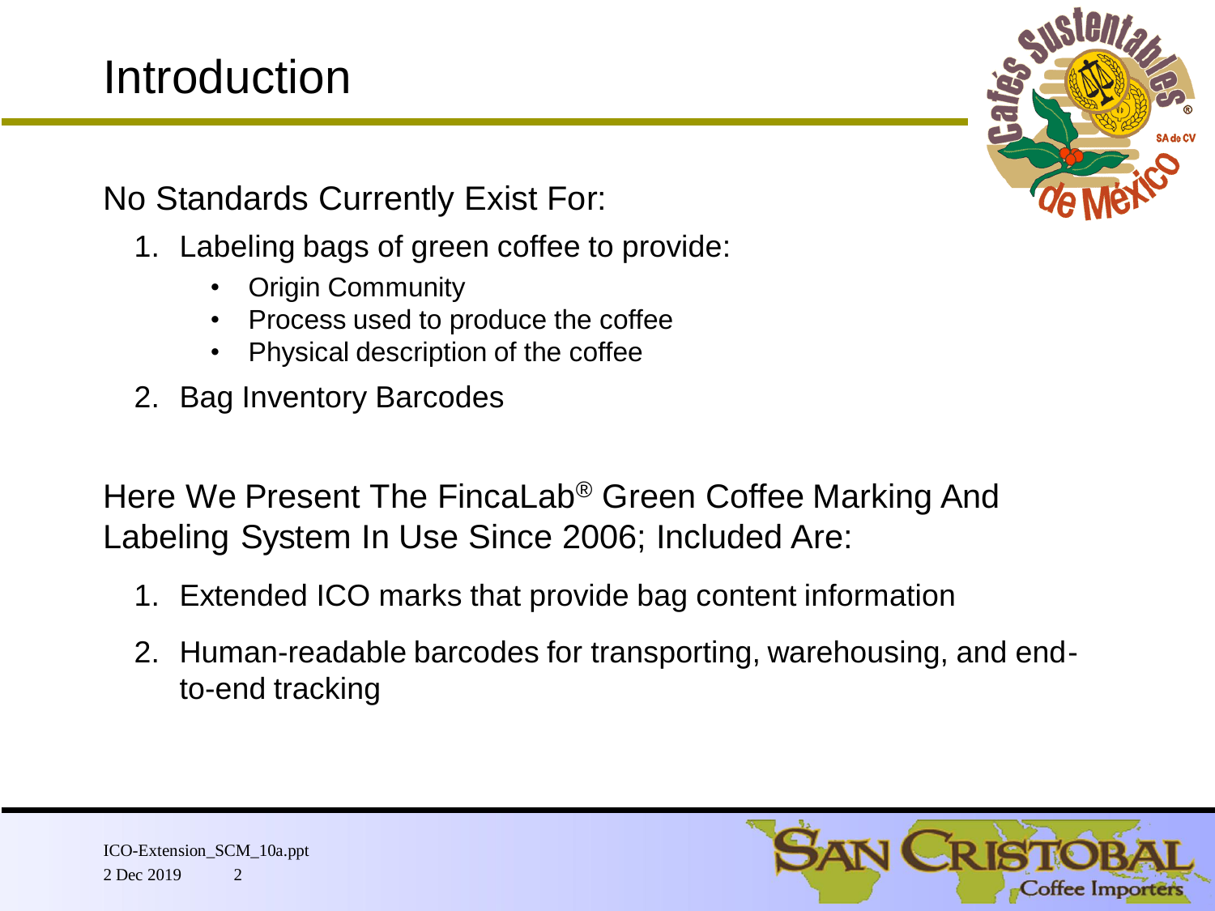# Introduction

No Standards Currently Exist For:

1. Labeling bags of green coffee to provide:
   - Origin Community
   - Process used to produce the coffee
   - Physical description of the coffee
2. Bag Inventory Barcodes

Here We Present The FincaLab® Green Coffee Marking And Labeling System In Use Since 2006; Included Are:

1. Extended ICO marks that provide bag content information
2. Human-readable barcodes for transporting, warehousing, and end-to-end tracking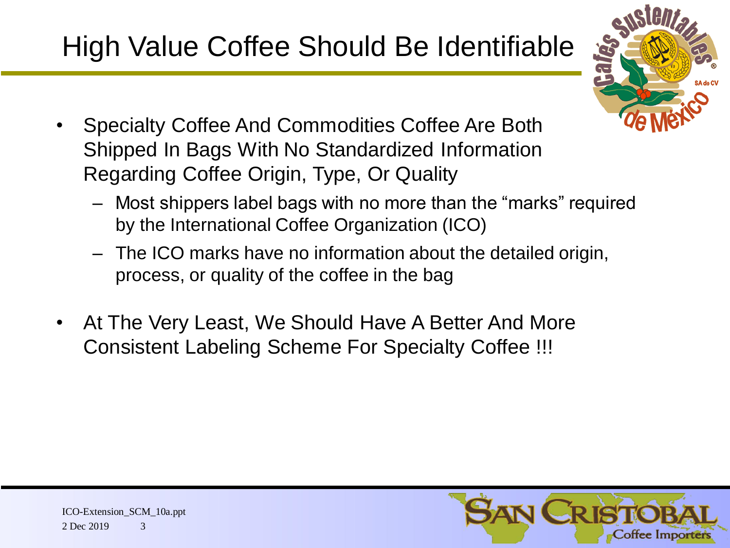# High Value Coffee Should Be Identifiable

- Specialty Coffee And Commodities Coffee Are Both Shipped In Bags With No Standardized Information Regarding Coffee Origin, Type, Or Quality
  - Most shippers label bags with no more than the “marks” required by the International Coffee Organization (ICO)
  - The ICO marks have no information about the detailed origin, process, or quality of the coffee in the bag
- At The Very Least, We Should Have A Better And More Consistent Labeling Scheme For Specialty Coffee !!!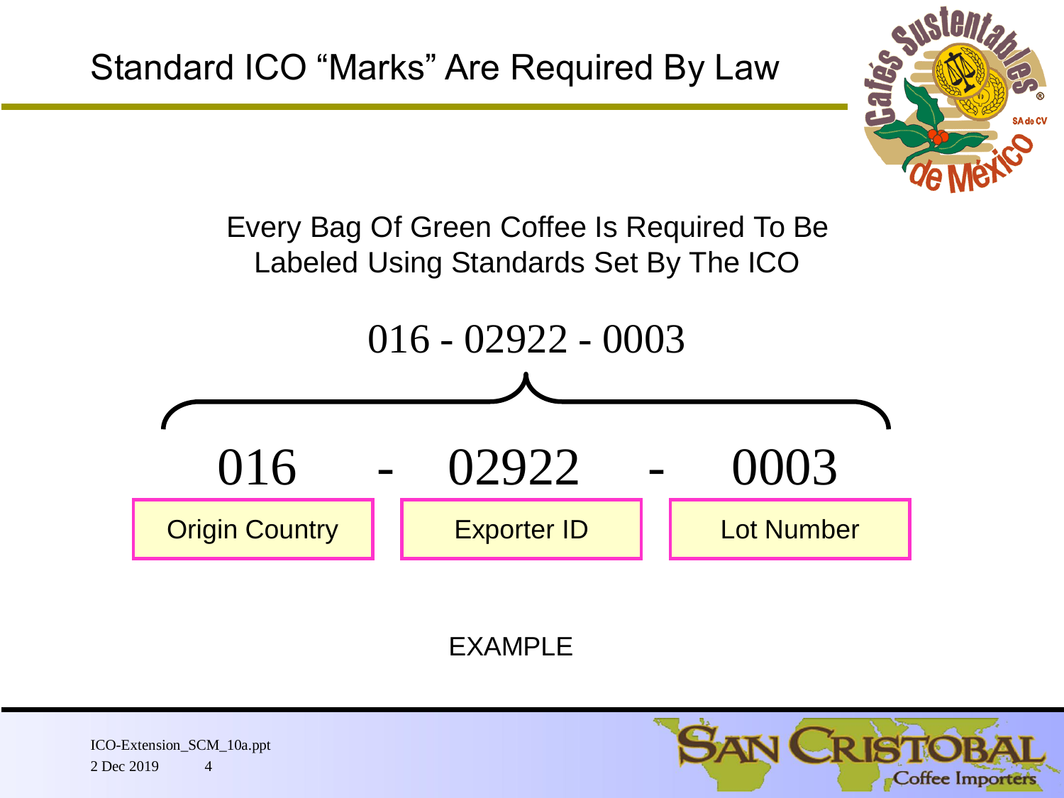# Standard ICO "Marks" Are Required By Law

Every Bag Of Green Coffee Is Required To Be Labeled Using Standards Set By The ICO

016 - 02922 - 0003

| 016 | 02922 | 0003 |
| --- | --- | --- |
| Origin Country | Exporter ID | Lot Number |

EXAMPLE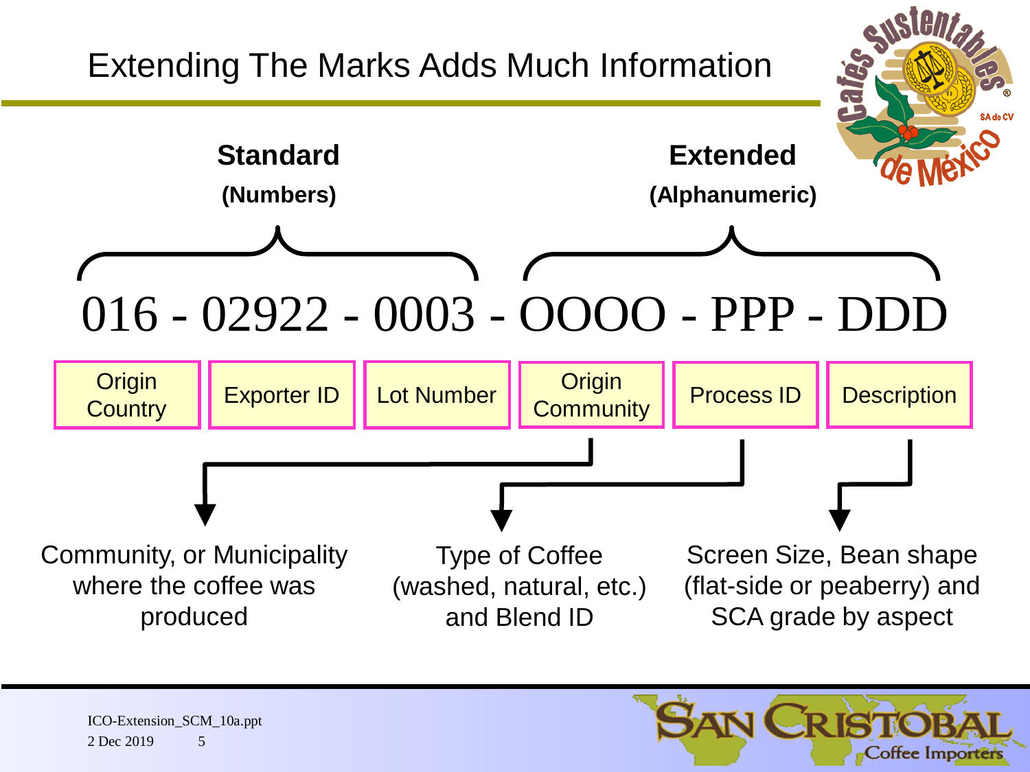# Extending The Marks Adds Much Information

**Standard** **(Numbers)**

**Extended** **(Alphanumeric)**

016 - 02922 - 0003 - OOOO - PPP - DDD

| Origin Country | Exporter ID | Lot Number | Origin Community | Process ID | Description |
|---|---|---|---|---|---|

- **Origin Community:** Community, or Municipality where the coffee was produced
- **Process ID:** Type of Coffee (washed, natural, etc.) and Blend ID
- **Description:** Screen Size, Bean shape (flat-side or peaberry) and SCA grade by aspect

ICO-Extension_SCM_10a.ppt
2 Dec 2019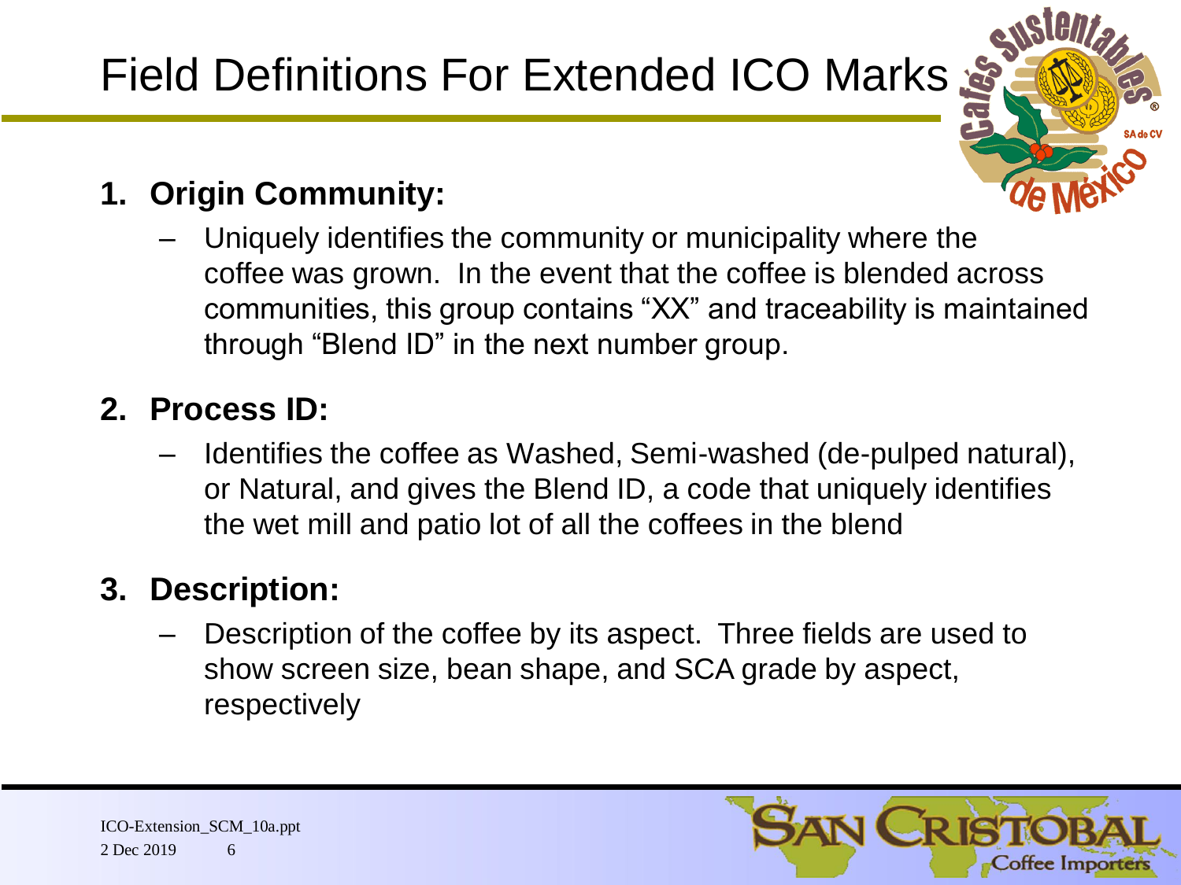# Field Definitions For Extended ICO Marks

1. **Origin Community:**
   - Uniquely identifies the community or municipality where the coffee was grown. In the event that the coffee is blended across communities, this group contains “XX” and traceability is maintained through “Blend ID” in the next number group.

2. **Process ID:**
   - Identifies the coffee as Washed, Semi-washed (de-pulped natural), or Natural, and gives the Blend ID, a code that uniquely identifies the wet mill and patio lot of all the coffees in the blend

3. **Description:**
   - Description of the coffee by its aspect. Three fields are used to show screen size, bean shape, and SCA grade by aspect, respectively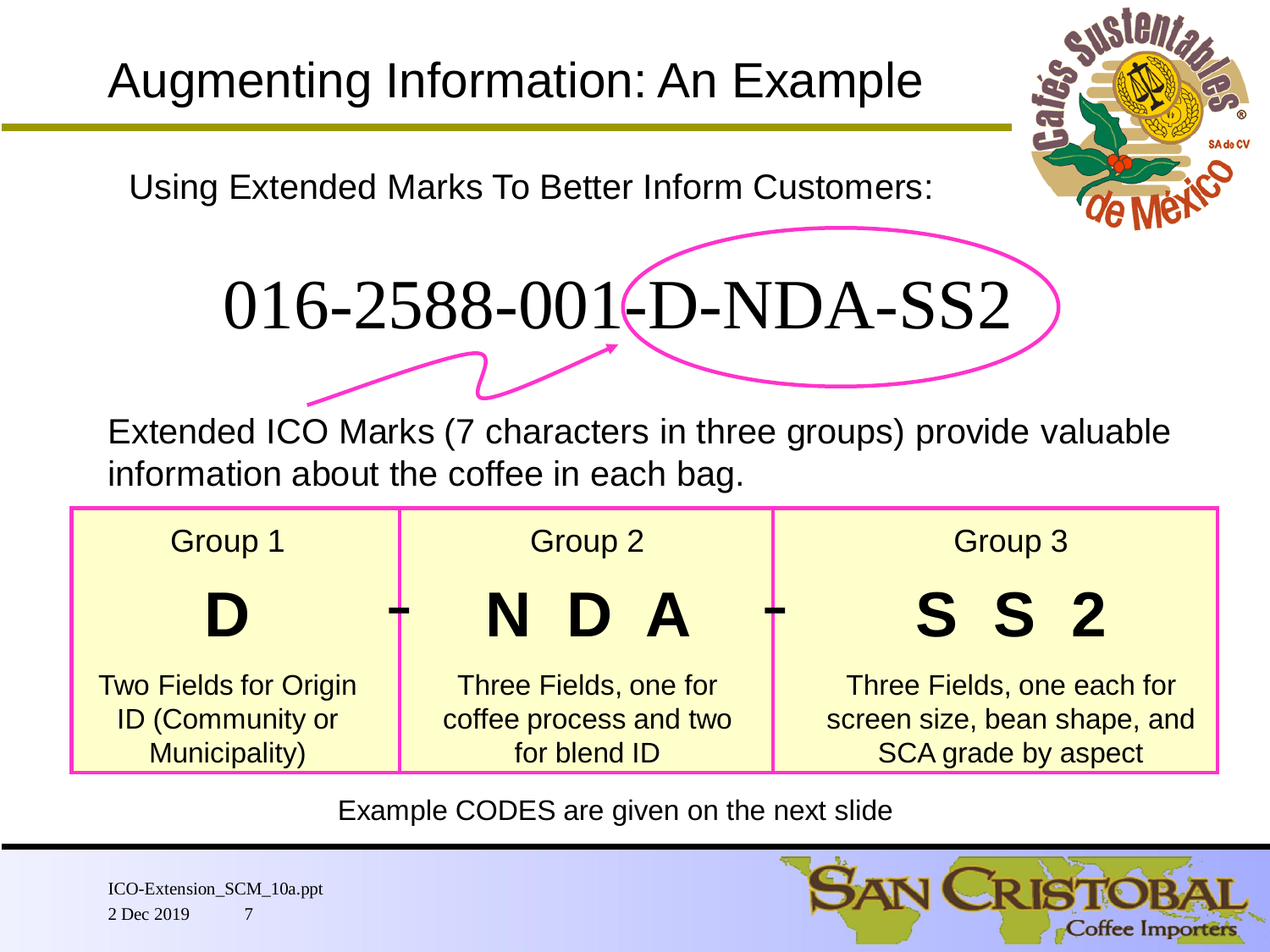# Augmenting Information: An Example

Using Extended Marks To Better Inform Customers:

016-2588-001-D-NDA-SS2

Extended ICO Marks (7 characters in three groups) provide valuable information about the coffee in each bag.

| Group 1 | | Group 2 | | Group 3 |
|---|---|---|---|---|
| **D** | **-** | **N D A** | **-** | **S S 2** |
| Two Fields for Origin ID (Community or Municipality) | | Three Fields, one for coffee process and two for blend ID | | Three Fields, one each for screen size, bean shape, and SCA grade by aspect |

Example CODES are given on the next slide

ICO-Extension_SCM_10a.ppt
2 Dec 2019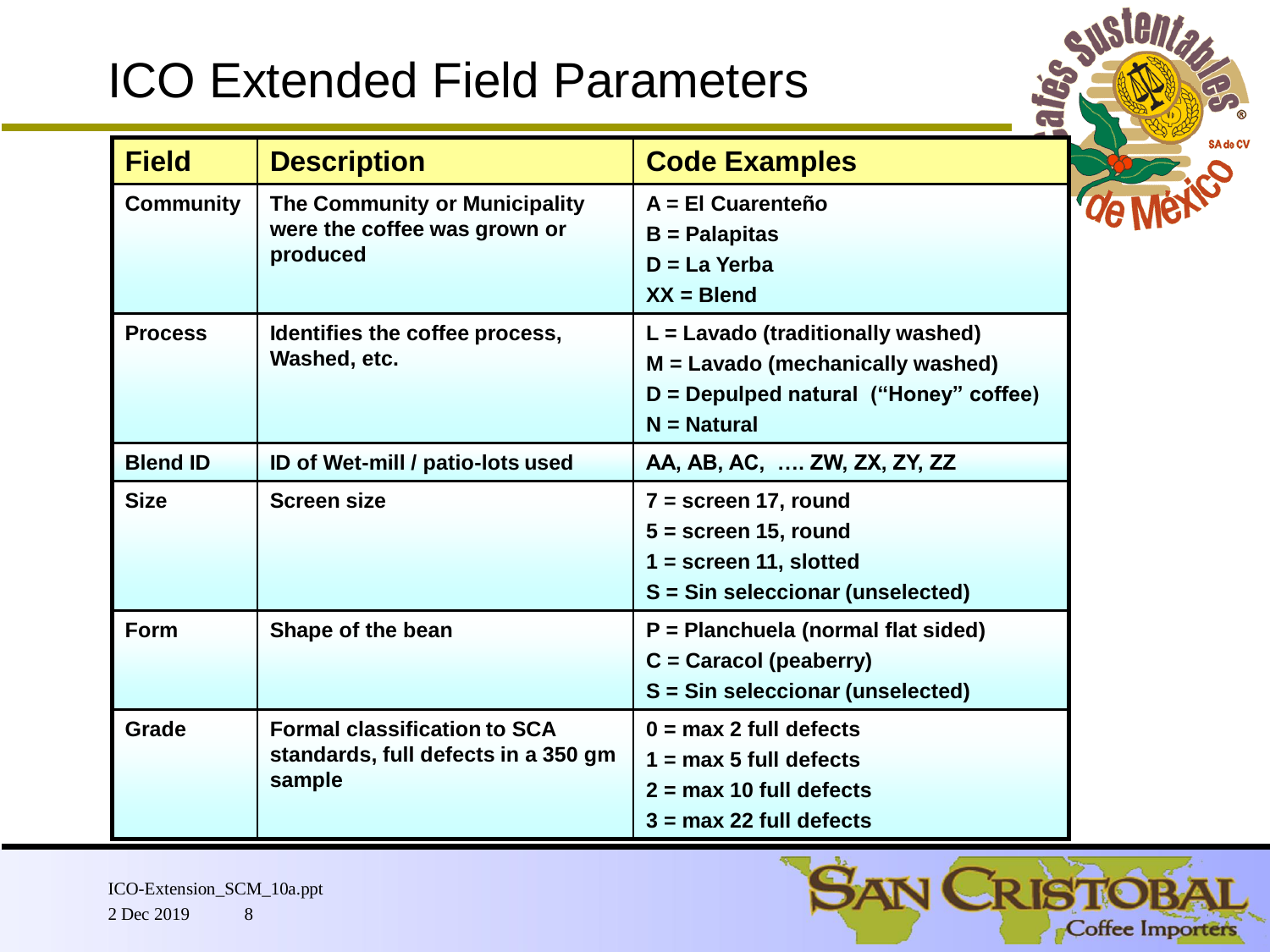# ICO Extended Field Parameters

| Field | Description | Code Examples |
| --- | --- | --- |
| Community | The Community or Municipality were the coffee was grown or produced | A = El Cuarenteño<br>B = Palapitas<br>D = La Yerba<br>XX = Blend |
| Process | Identifies the coffee process, Washed, etc. | L = Lavado (traditionally washed)<br>M = Lavado (mechanically washed)<br>D = Depulped natural ("Honey" coffee)<br>N = Natural |
| Blend ID | ID of Wet-mill / patio-lots used | AA, AB, AC, …. ZW, ZX, ZY, ZZ |
| Size | Screen size | 7 = screen 17, round<br>5 = screen 15, round<br>1 = screen 11, slotted<br>S = Sin seleccionar (unselected) |
| Form | Shape of the bean | P = Planchuela (normal flat sided)<br>C = Caracol (peaberry)<br>S = Sin seleccionar (unselected) |
| Grade | Formal classification to SCA standards, full defects in a 350 gm sample | 0 = max 2 full defects<br>1 = max 5 full defects<br>2 = max 10 full defects<br>3 = max 22 full defects |

ICO-Extension_SCM_10a.ppt
2 Dec 2019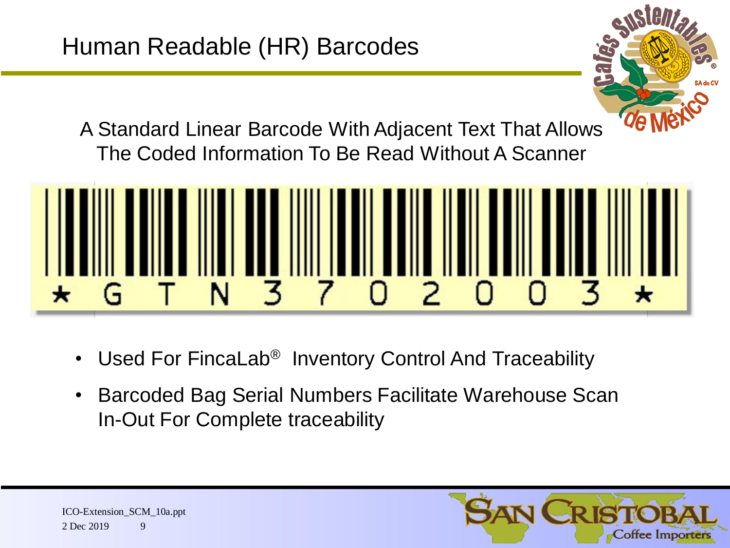# Human Readable (HR) Barcodes

A Standard Linear Barcode With Adjacent Text That Allows The Coded Information To Be Read Without A Scanner

*GTN3702003*

- Used For FincaLab® Inventory Control And Traceability
- Barcoded Bag Serial Numbers Facilitate Warehouse Scan In-Out For Complete traceability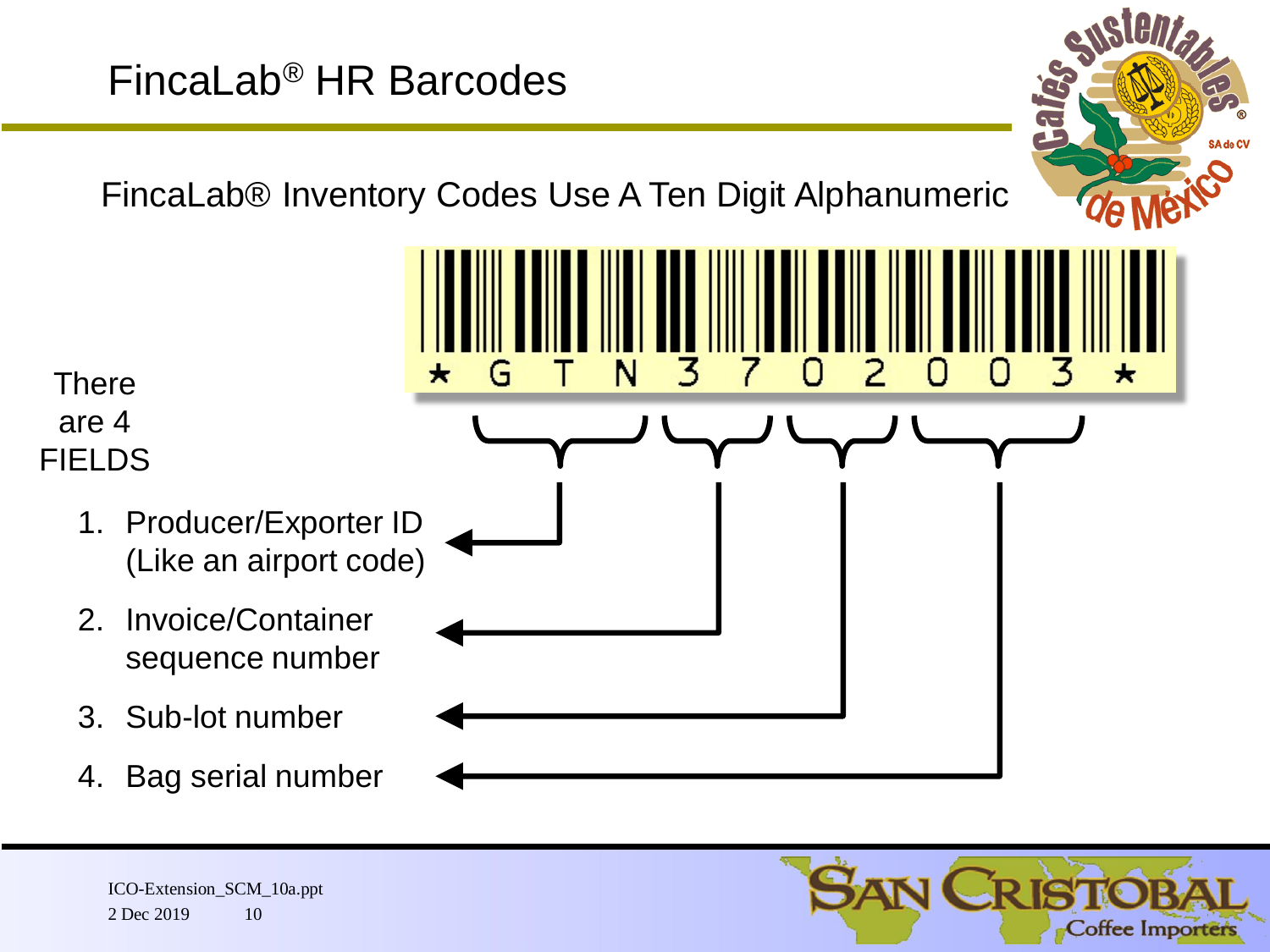# FincaLab® HR Barcodes

FincaLab® Inventory Codes Use A Ten Digit Alphanumeric

*GTN3702003*

There are 4 FIELDS

1. Producer/Exporter ID (Like an airport code)
2. Invoice/Container sequence number
3. Sub-lot number
4. Bag serial number

ICO-Extension_SCM_10a.ppt
2 Dec 2019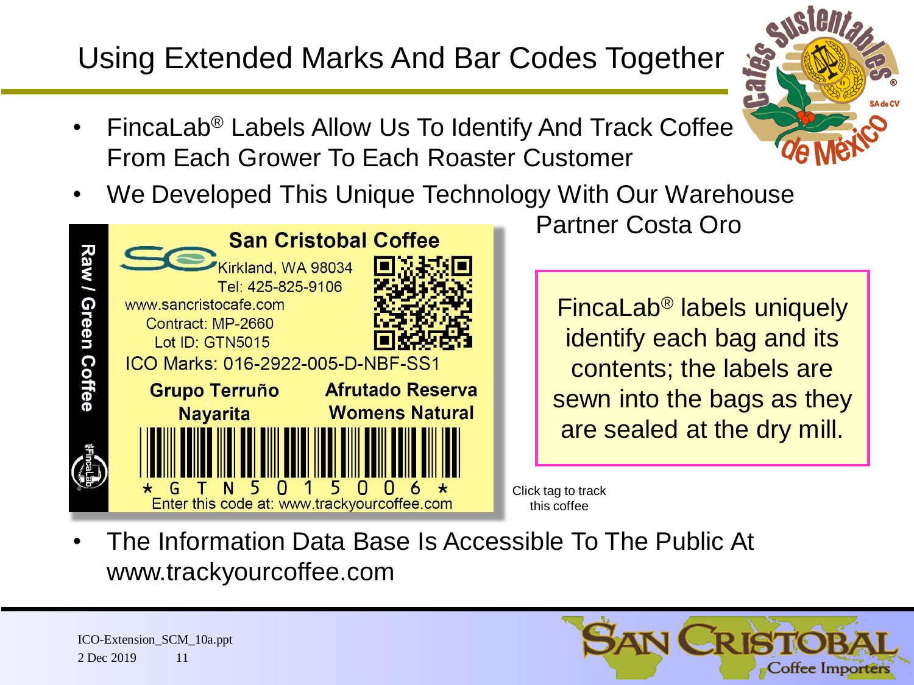# Using Extended Marks And Bar Codes Together

- FincaLab® Labels Allow Us To Identify And Track Coffee From Each Grower To Each Roaster Customer
- We Developed This Unique Technology With Our Warehouse Partner Costa Oro

Raw / Green Coffee

**San Cristobal Coffee**
Kirkland, WA 98034
Tel: 425-825-9106
www.sancristocafe.com
Contract: MP-2660
Lot ID: GTN5015
ICO Marks: 016-2922-005-D-NBF-SS1

**Grupo Terruño Nayarita** **Afrutado Reserva Womens Natural**

\* G T N 5 0 1 5 0 0 6 \*
Enter this code at: www.trackyourcoffee.com

FincaLab® labels uniquely identify each bag and its contents; the labels are sewn into the bags as they are sealed at the dry mill.

Click tag to track this coffee

- The Information Data Base Is Accessible To The Public At www.trackyourcoffee.com

ICO-Extension_SCM_10a.ppt
2 Dec 2019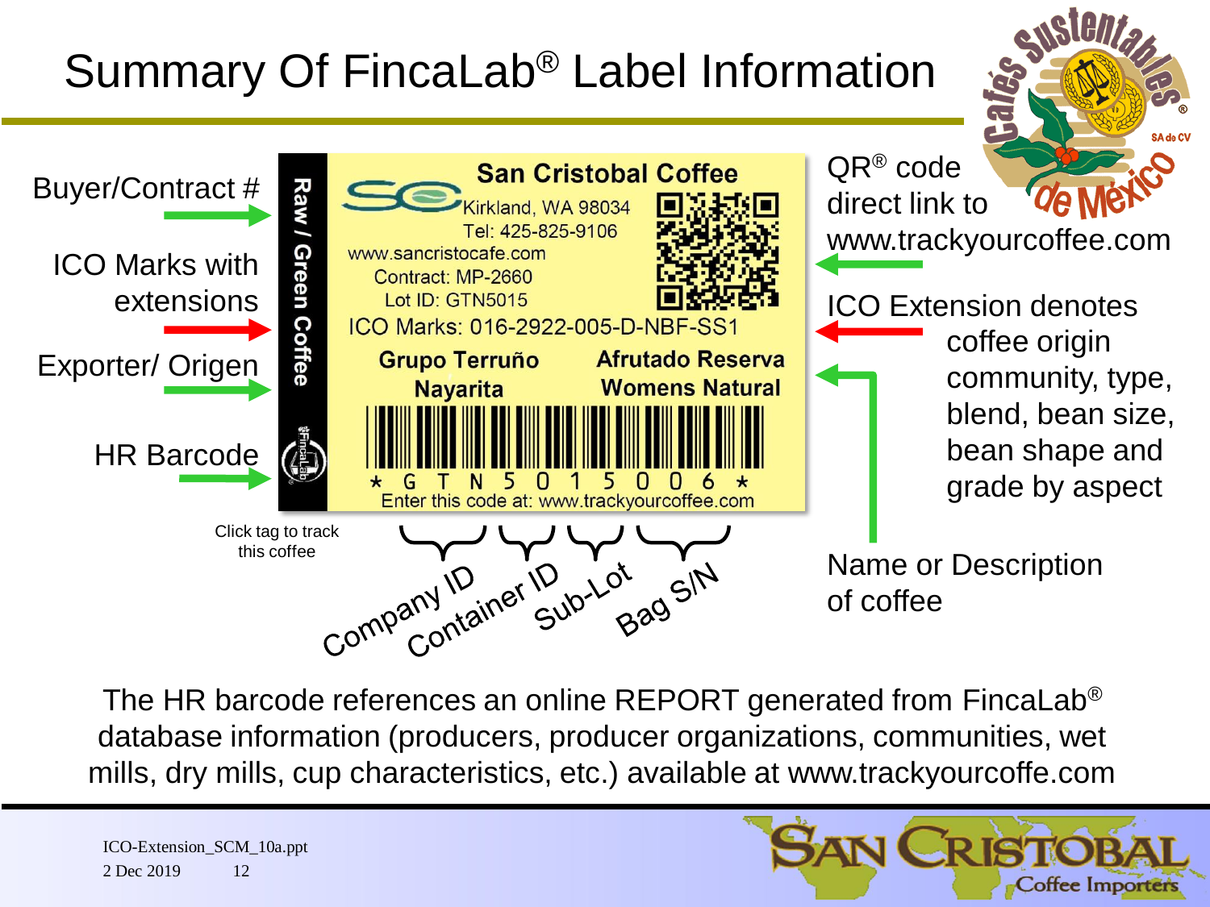# Summary Of FincaLab® Label Information

Buyer/Contract #

ICO Marks with extensions

Exporter/ Origen

HR Barcode

**San Cristobal Coffee**
Kirkland, WA 98034
Tel: 425-825-9106
www.sancristocafe.com
Contract: MP-2660
Lot ID: GTN5015
ICO Marks: 016-2922-005-D-NBF-SS1

**Raw / Green Coffee**

**Grupo Terruño**
**Nayarita**

**Afrutado Reserva**
**Womens Natural**

\* G T N 5 0 1 5 0 0 6 \*
Enter this code at: www.trackyourcoffee.com

Click tag to track this coffee

Company ID — Container ID — Sub-Lot — Bag S/N

QR® code direct link to www.trackyourcoffee.com

ICO Extension denotes coffee origin community, type, blend, bean size, bean shape and grade by aspect

Name or Description of coffee

The HR barcode references an online REPORT generated from FincaLab® database information (producers, producer organizations, communities, wet mills, dry mills, cup characteristics, etc.) available at www.trackyourcoffe.com

ICO-Extension_SCM_10a.ppt
2 Dec 2019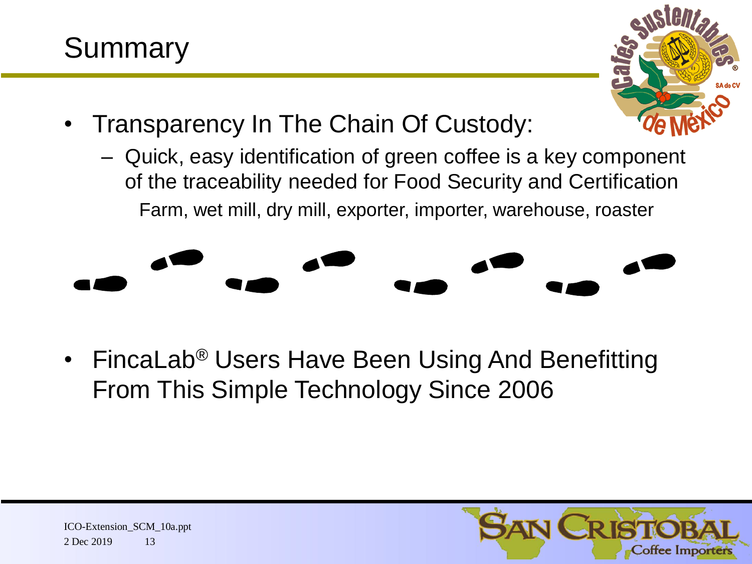# Summary

- Transparency In The Chain Of Custody:
  - Quick, easy identification of green coffee is a key component of the traceability needed for Food Security and Certification

    Farm, wet mill, dry mill, exporter, importer, warehouse, roaster

- FincaLab® Users Have Been Using And Benefitting From This Simple Technology Since 2006